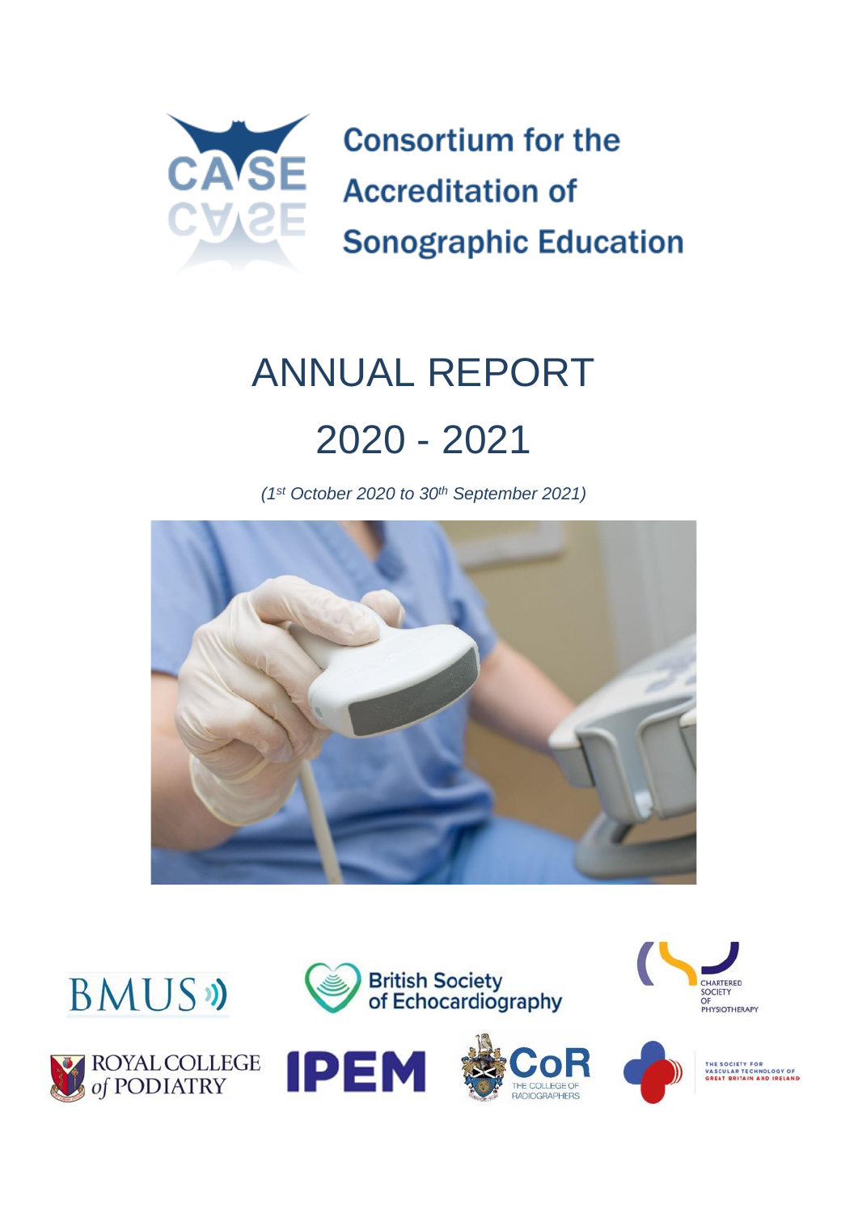# Consortium for the Accreditation of Sonographic Education

# ANNUAL REPORT

# 2020 - 2021

*(1st October 2020 to 30th September 2021)*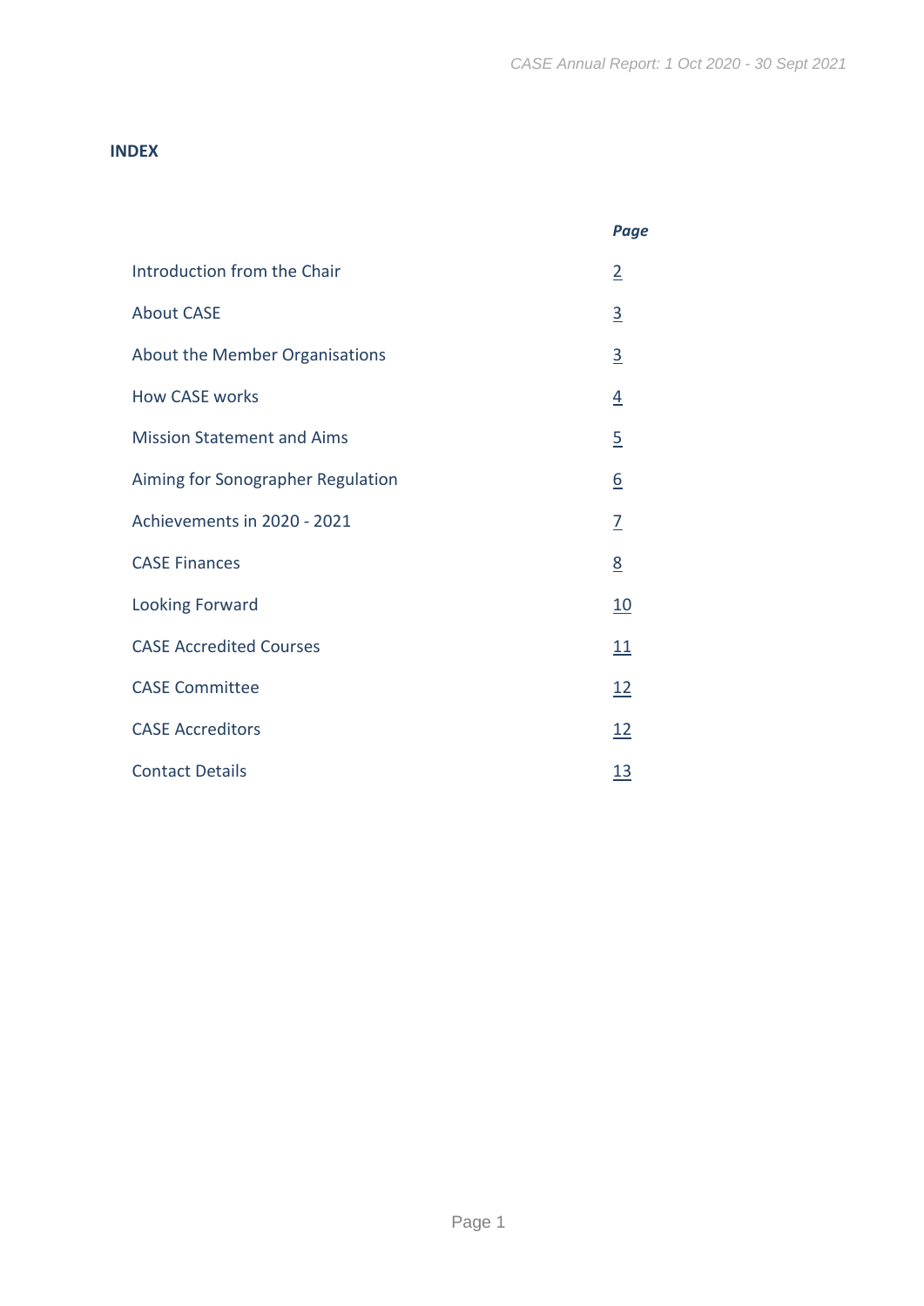## INDEX

| | *Page* |
|---|---|
| Introduction from the Chair | 2 |
| About CASE | 3 |
| About the Member Organisations | 3 |
| How CASE works | 4 |
| Mission Statement and Aims | 5 |
| Aiming for Sonographer Regulation | 6 |
| Achievements in 2020 - 2021 | 7 |
| CASE Finances | 8 |
| Looking Forward | 10 |
| CASE Accredited Courses | 11 |
| CASE Committee | 12 |
| CASE Accreditors | 12 |
| Contact Details | 13 |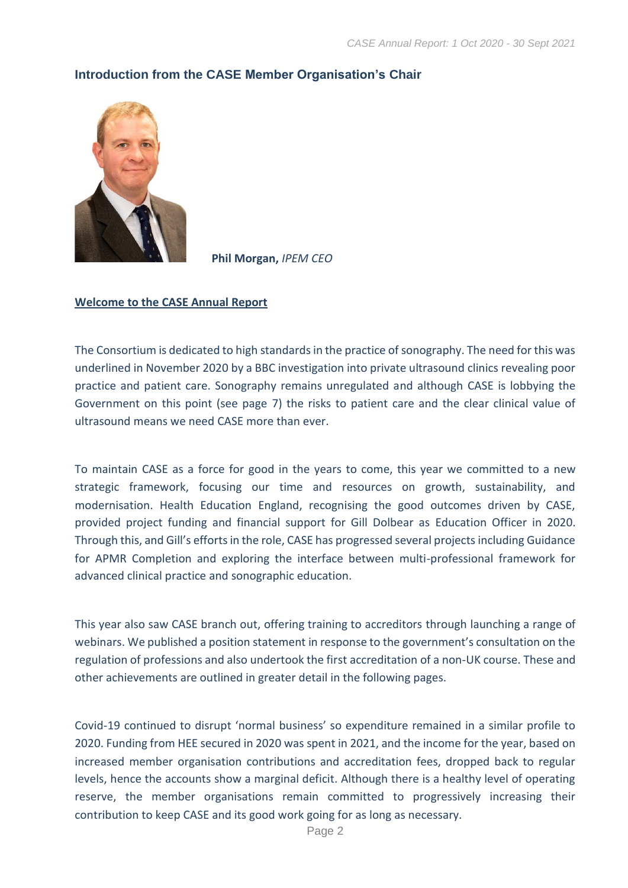## Introduction from the CASE Member Organisation's Chair

**Phil Morgan,** *IPEM CEO*

**Welcome to the CASE Annual Report**

The Consortium is dedicated to high standards in the practice of sonography. The need for this was underlined in November 2020 by a BBC investigation into private ultrasound clinics revealing poor practice and patient care. Sonography remains unregulated and although CASE is lobbying the Government on this point (see page 7) the risks to patient care and the clear clinical value of ultrasound means we need CASE more than ever.

To maintain CASE as a force for good in the years to come, this year we committed to a new strategic framework, focusing our time and resources on growth, sustainability, and modernisation. Health Education England, recognising the good outcomes driven by CASE, provided project funding and financial support for Gill Dolbear as Education Officer in 2020. Through this, and Gill's efforts in the role, CASE has progressed several projects including Guidance for APMR Completion and exploring the interface between multi-professional framework for advanced clinical practice and sonographic education.

This year also saw CASE branch out, offering training to accreditors through launching a range of webinars. We published a position statement in response to the government's consultation on the regulation of professions and also undertook the first accreditation of a non-UK course. These and other achievements are outlined in greater detail in the following pages.

Covid-19 continued to disrupt 'normal business' so expenditure remained in a similar profile to 2020. Funding from HEE secured in 2020 was spent in 2021, and the income for the year, based on increased member organisation contributions and accreditation fees, dropped back to regular levels, hence the accounts show a marginal deficit. Although there is a healthy level of operating reserve, the member organisations remain committed to progressively increasing their contribution to keep CASE and its good work going for as long as necessary.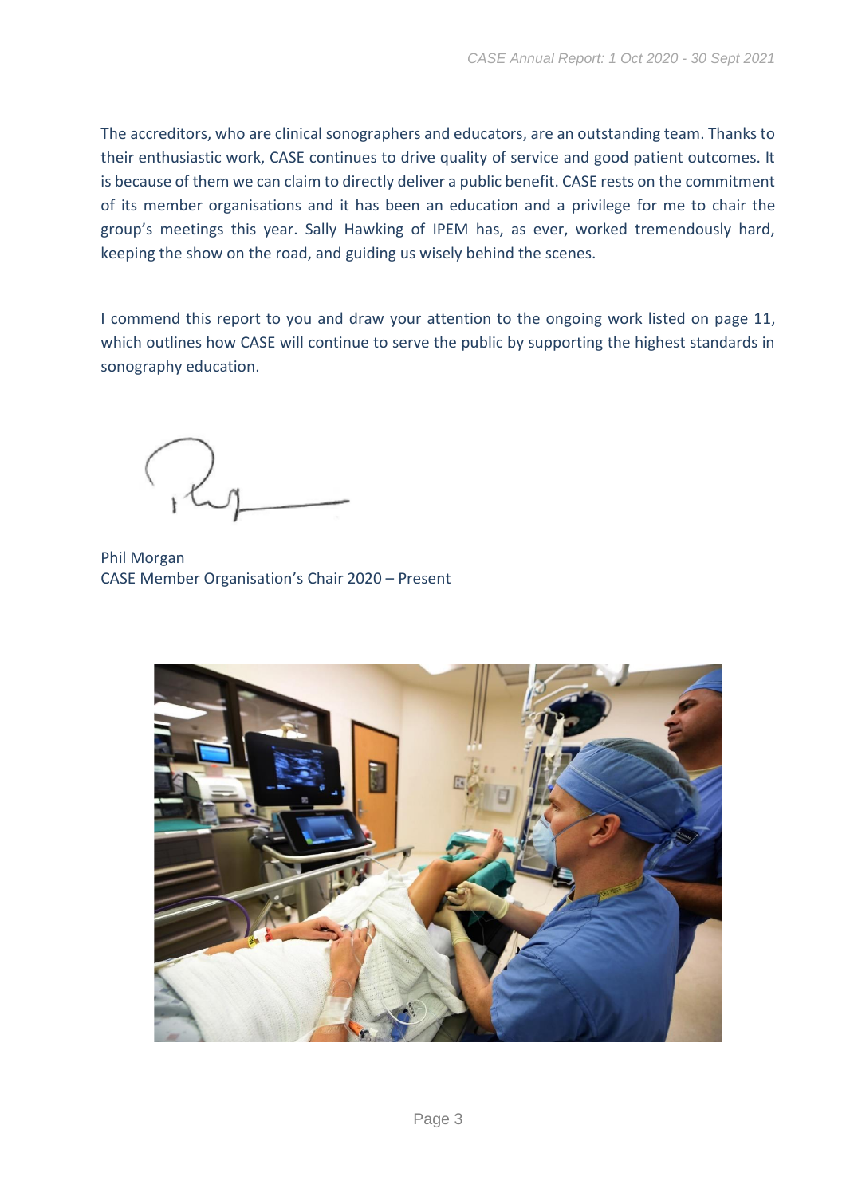The accreditors, who are clinical sonographers and educators, are an outstanding team. Thanks to their enthusiastic work, CASE continues to drive quality of service and good patient outcomes. It is because of them we can claim to directly deliver a public benefit. CASE rests on the commitment of its member organisations and it has been an education and a privilege for me to chair the group's meetings this year. Sally Hawking of IPEM has, as ever, worked tremendously hard, keeping the show on the road, and guiding us wisely behind the scenes.

I commend this report to you and draw your attention to the ongoing work listed on page 11, which outlines how CASE will continue to serve the public by supporting the highest standards in sonography education.

Phil Morgan
CASE Member Organisation's Chair 2020 – Present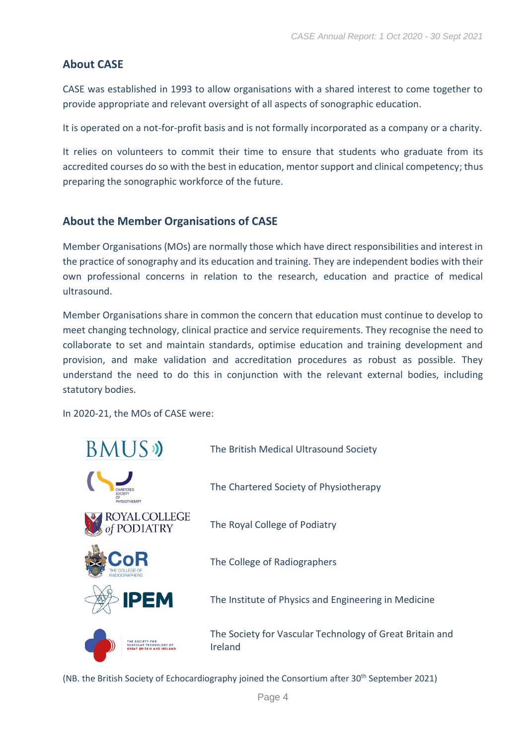## About CASE

CASE was established in 1993 to allow organisations with a shared interest to come together to provide appropriate and relevant oversight of all aspects of sonographic education.

It is operated on a not-for-profit basis and is not formally incorporated as a company or a charity.

It relies on volunteers to commit their time to ensure that students who graduate from its accredited courses do so with the best in education, mentor support and clinical competency; thus preparing the sonographic workforce of the future.

## About the Member Organisations of CASE

Member Organisations (MOs) are normally those which have direct responsibilities and interest in the practice of sonography and its education and training. They are independent bodies with their own professional concerns in relation to the research, education and practice of medical ultrasound.

Member Organisations share in common the concern that education must continue to develop to meet changing technology, clinical practice and service requirements. They recognise the need to collaborate to set and maintain standards, optimise education and training development and provision, and make validation and accreditation procedures as robust as possible. They understand the need to do this in conjunction with the relevant external bodies, including statutory bodies.

In 2020-21, the MOs of CASE were:

- The British Medical Ultrasound Society
- The Chartered Society of Physiotherapy
- The Royal College of Podiatry
- The College of Radiographers
- The Institute of Physics and Engineering in Medicine
- The Society for Vascular Technology of Great Britain and Ireland

(NB. the British Society of Echocardiography joined the Consortium after 30th September 2021)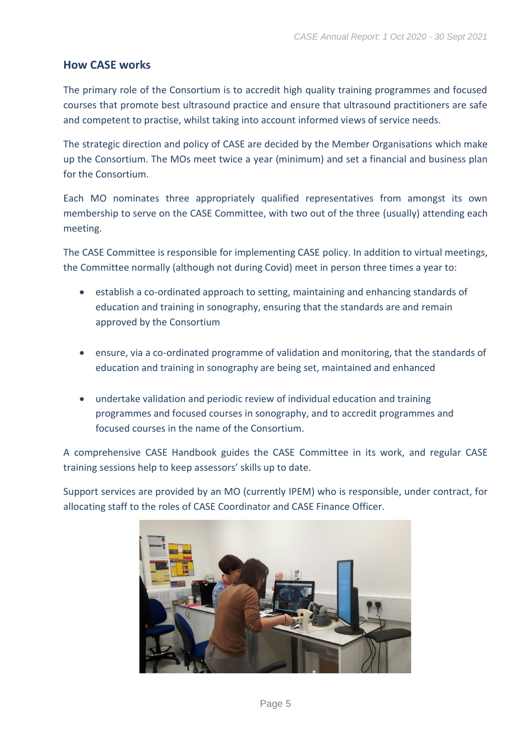## How CASE works

The primary role of the Consortium is to accredit high quality training programmes and focused courses that promote best ultrasound practice and ensure that ultrasound practitioners are safe and competent to practise, whilst taking into account informed views of service needs.

The strategic direction and policy of CASE are decided by the Member Organisations which make up the Consortium. The MOs meet twice a year (minimum) and set a financial and business plan for the Consortium.

Each MO nominates three appropriately qualified representatives from amongst its own membership to serve on the CASE Committee, with two out of the three (usually) attending each meeting.

The CASE Committee is responsible for implementing CASE policy. In addition to virtual meetings, the Committee normally (although not during Covid) meet in person three times a year to:

- establish a co-ordinated approach to setting, maintaining and enhancing standards of education and training in sonography, ensuring that the standards are and remain approved by the Consortium

- ensure, via a co-ordinated programme of validation and monitoring, that the standards of education and training in sonography are being set, maintained and enhanced

- undertake validation and periodic review of individual education and training programmes and focused courses in sonography, and to accredit programmes and focused courses in the name of the Consortium.

A comprehensive CASE Handbook guides the CASE Committee in its work, and regular CASE training sessions help to keep assessors' skills up to date.

Support services are provided by an MO (currently IPEM) who is responsible, under contract, for allocating staff to the roles of CASE Coordinator and CASE Finance Officer.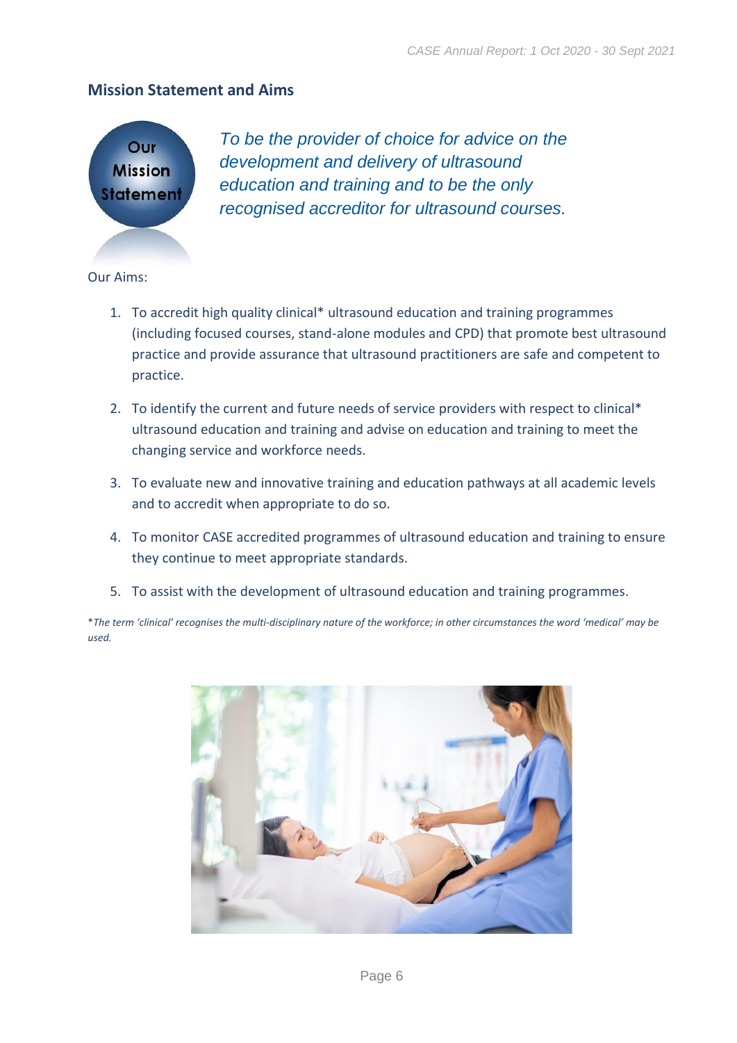## Mission Statement and Aims

Our Mission Statement

*To be the provider of choice for advice on the development and delivery of ultrasound education and training and to be the only recognised accreditor for ultrasound courses.*

Our Aims:

1. To accredit high quality clinical* ultrasound education and training programmes (including focused courses, stand-alone modules and CPD) that promote best ultrasound practice and provide assurance that ultrasound practitioners are safe and competent to practice.
2. To identify the current and future needs of service providers with respect to clinical* ultrasound education and training and advise on education and training to meet the changing service and workforce needs.
3. To evaluate new and innovative training and education pathways at all academic levels and to accredit when appropriate to do so.
4. To monitor CASE accredited programmes of ultrasound education and training to ensure they continue to meet appropriate standards.
5. To assist with the development of ultrasound education and training programmes.

**The term 'clinical' recognises the multi-disciplinary nature of the workforce; in other circumstances the word 'medical' may be used.*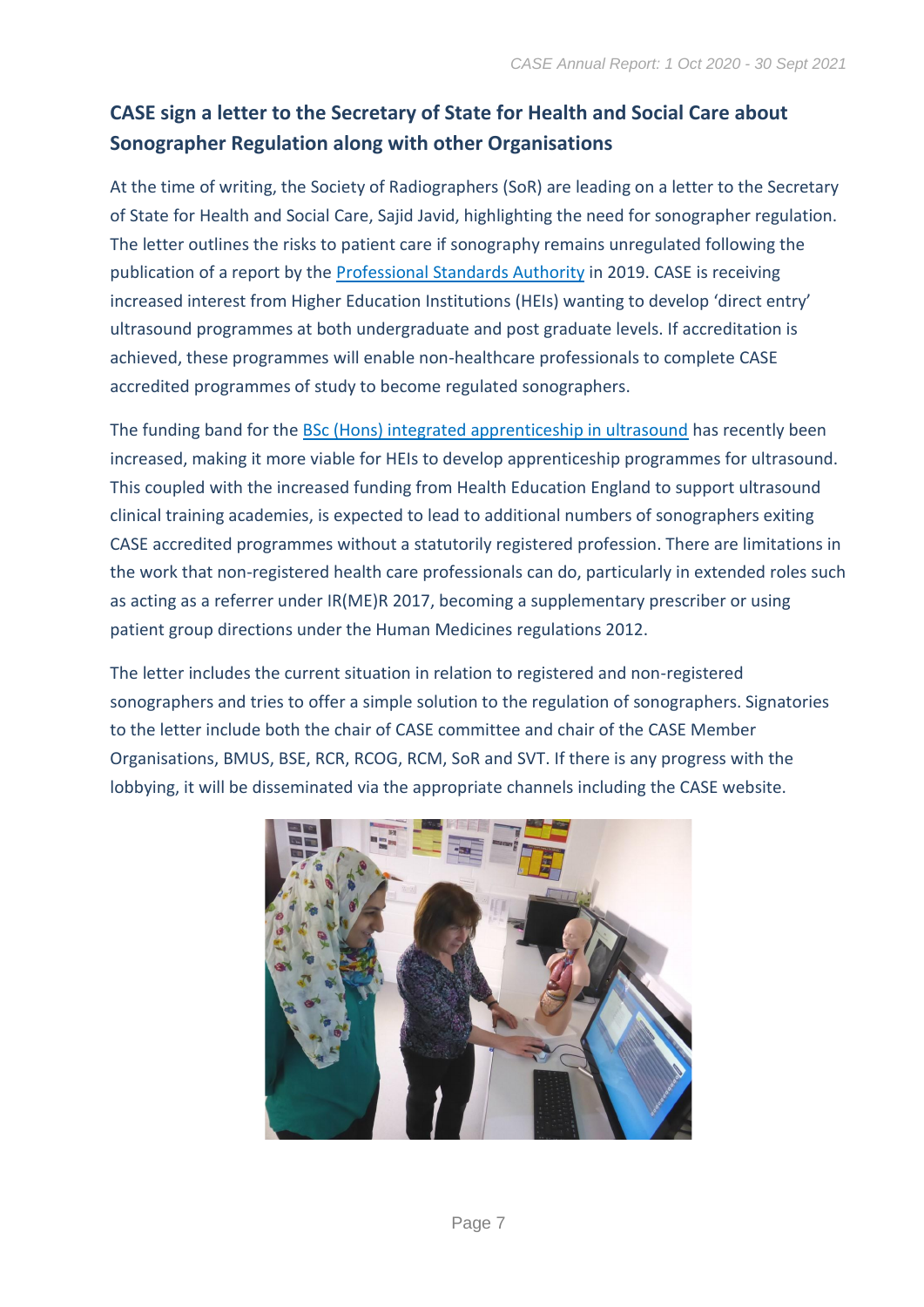## CASE sign a letter to the Secretary of State for Health and Social Care about Sonographer Regulation along with other Organisations

At the time of writing, the Society of Radiographers (SoR) are leading on a letter to the Secretary of State for Health and Social Care, Sajid Javid, highlighting the need for sonographer regulation. The letter outlines the risks to patient care if sonography remains unregulated following the publication of a report by the Professional Standards Authority in 2019. CASE is receiving increased interest from Higher Education Institutions (HEIs) wanting to develop 'direct entry' ultrasound programmes at both undergraduate and post graduate levels. If accreditation is achieved, these programmes will enable non-healthcare professionals to complete CASE accredited programmes of study to become regulated sonographers.

The funding band for the BSc (Hons) integrated apprenticeship in ultrasound has recently been increased, making it more viable for HEIs to develop apprenticeship programmes for ultrasound. This coupled with the increased funding from Health Education England to support ultrasound clinical training academies, is expected to lead to additional numbers of sonographers exiting CASE accredited programmes without a statutorily registered profession. There are limitations in the work that non-registered health care professionals can do, particularly in extended roles such as acting as a referrer under IR(ME)R 2017, becoming a supplementary prescriber or using patient group directions under the Human Medicines regulations 2012.

The letter includes the current situation in relation to registered and non-registered sonographers and tries to offer a simple solution to the regulation of sonographers. Signatories to the letter include both the chair of CASE committee and chair of the CASE Member Organisations, BMUS, BSE, RCR, RCOG, RCM, SoR and SVT. If there is any progress with the lobbying, it will be disseminated via the appropriate channels including the CASE website.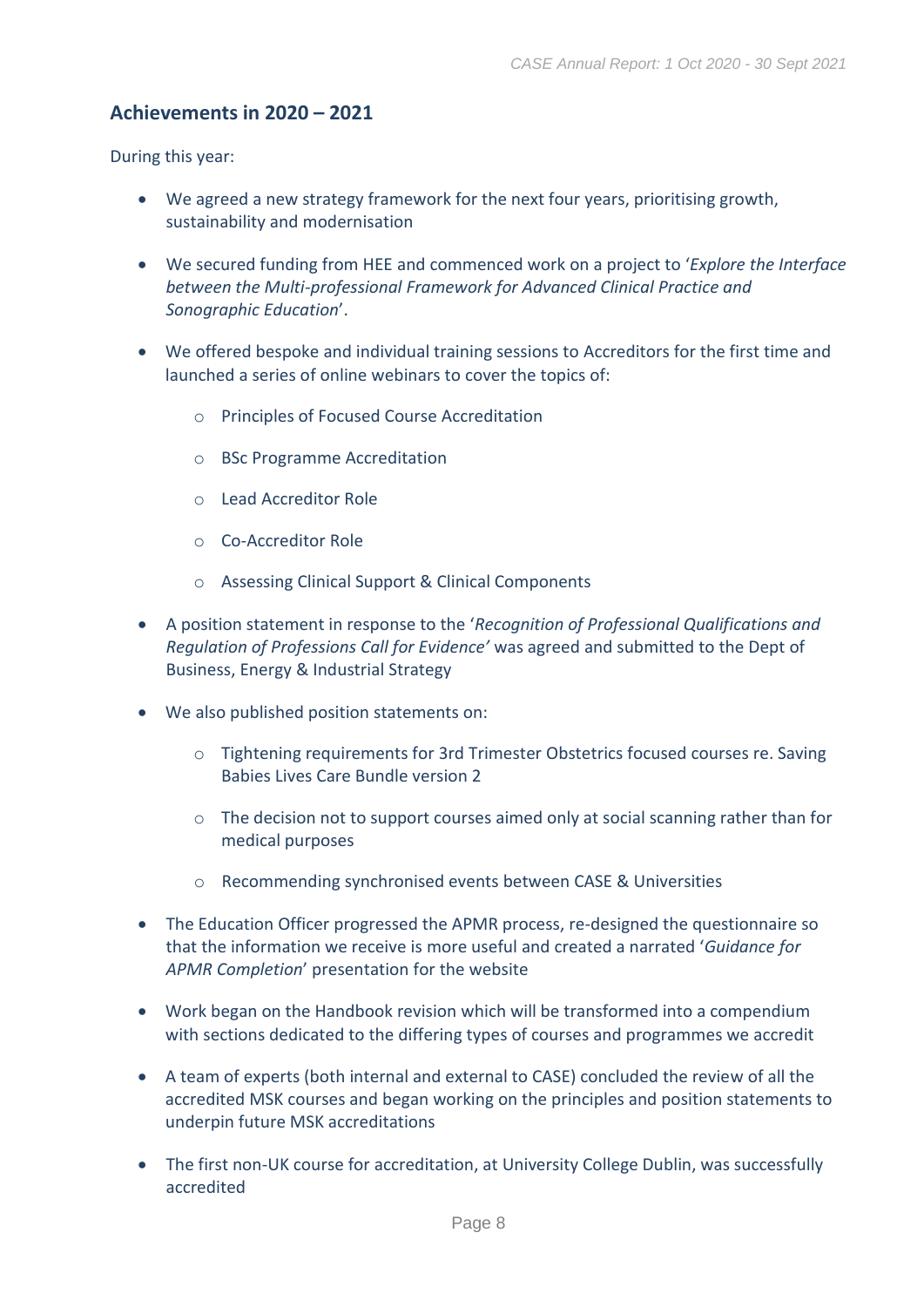## Achievements in 2020 – 2021

During this year:

- We agreed a new strategy framework for the next four years, prioritising growth, sustainability and modernisation
- We secured funding from HEE and commenced work on a project to '*Explore the Interface between the Multi-professional Framework for Advanced Clinical Practice and Sonographic Education*'.
- We offered bespoke and individual training sessions to Accreditors for the first time and launched a series of online webinars to cover the topics of:
  - Principles of Focused Course Accreditation
  - BSc Programme Accreditation
  - Lead Accreditor Role
  - Co-Accreditor Role
  - Assessing Clinical Support & Clinical Components
- A position statement in response to the '*Recognition of Professional Qualifications and Regulation of Professions Call for Evidence'* was agreed and submitted to the Dept of Business, Energy & Industrial Strategy
- We also published position statements on:
  - Tightening requirements for 3rd Trimester Obstetrics focused courses re. Saving Babies Lives Care Bundle version 2
  - The decision not to support courses aimed only at social scanning rather than for medical purposes
  - Recommending synchronised events between CASE & Universities
- The Education Officer progressed the APMR process, re-designed the questionnaire so that the information we receive is more useful and created a narrated '*Guidance for APMR Completion*' presentation for the website
- Work began on the Handbook revision which will be transformed into a compendium with sections dedicated to the differing types of courses and programmes we accredit
- A team of experts (both internal and external to CASE) concluded the review of all the accredited MSK courses and began working on the principles and position statements to underpin future MSK accreditations
- The first non-UK course for accreditation, at University College Dublin, was successfully accredited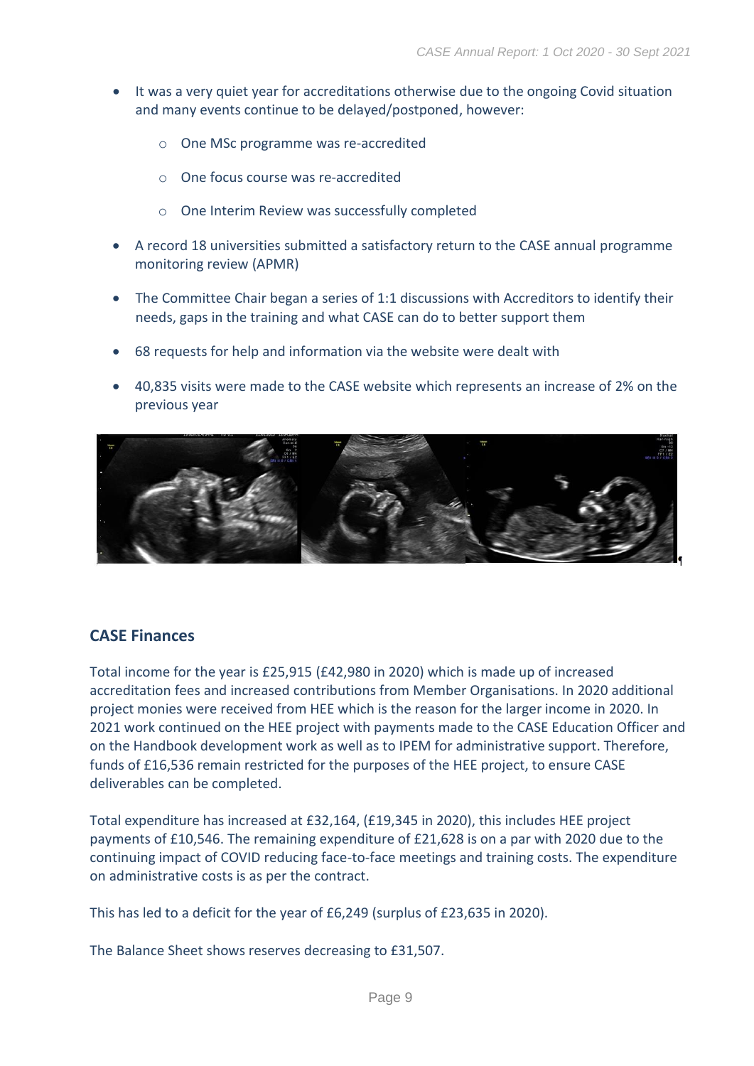- It was a very quiet year for accreditations otherwise due to the ongoing Covid situation and many events continue to be delayed/postponed, however:
  - One MSc programme was re-accredited
  - One focus course was re-accredited
  - One Interim Review was successfully completed
- A record 18 universities submitted a satisfactory return to the CASE annual programme monitoring review (APMR)
- The Committee Chair began a series of 1:1 discussions with Accreditors to identify their needs, gaps in the training and what CASE can do to better support them
- 68 requests for help and information via the website were dealt with
- 40,835 visits were made to the CASE website which represents an increase of 2% on the previous year

## CASE Finances

Total income for the year is £25,915 (£42,980 in 2020) which is made up of increased accreditation fees and increased contributions from Member Organisations. In 2020 additional project monies were received from HEE which is the reason for the larger income in 2020. In 2021 work continued on the HEE project with payments made to the CASE Education Officer and on the Handbook development work as well as to IPEM for administrative support. Therefore, funds of £16,536 remain restricted for the purposes of the HEE project, to ensure CASE deliverables can be completed.

Total expenditure has increased at £32,164, (£19,345 in 2020), this includes HEE project payments of £10,546. The remaining expenditure of £21,628 is on a par with 2020 due to the continuing impact of COVID reducing face-to-face meetings and training costs. The expenditure on administrative costs is as per the contract.

This has led to a deficit for the year of £6,249 (surplus of £23,635 in 2020).

The Balance Sheet shows reserves decreasing to £31,507.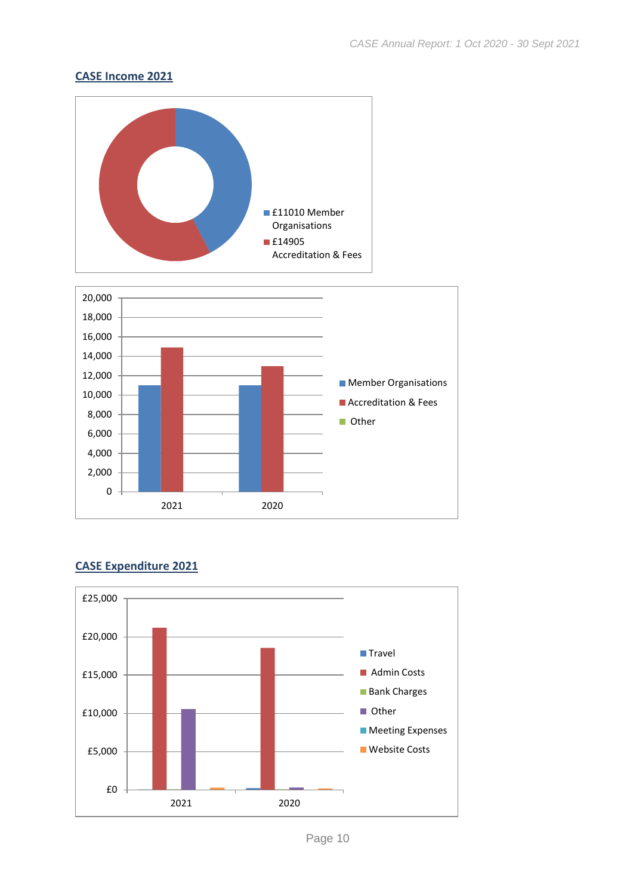## CASE Income 2021

- £11010 Member Organisations
- £14905 Accreditation & Fees

| | 2021 | 2020 |
|---|---|---|
| Member Organisations | | |
| Accreditation & Fees | | |
| Other | | |

## CASE Expenditure 2021

| | 2021 | 2020 |
|---|---|---|
| Travel | | |
| Admin Costs | | |
| Bank Charges | | |
| Other | | |
| Meeting Expenses | | |
| Website Costs | | |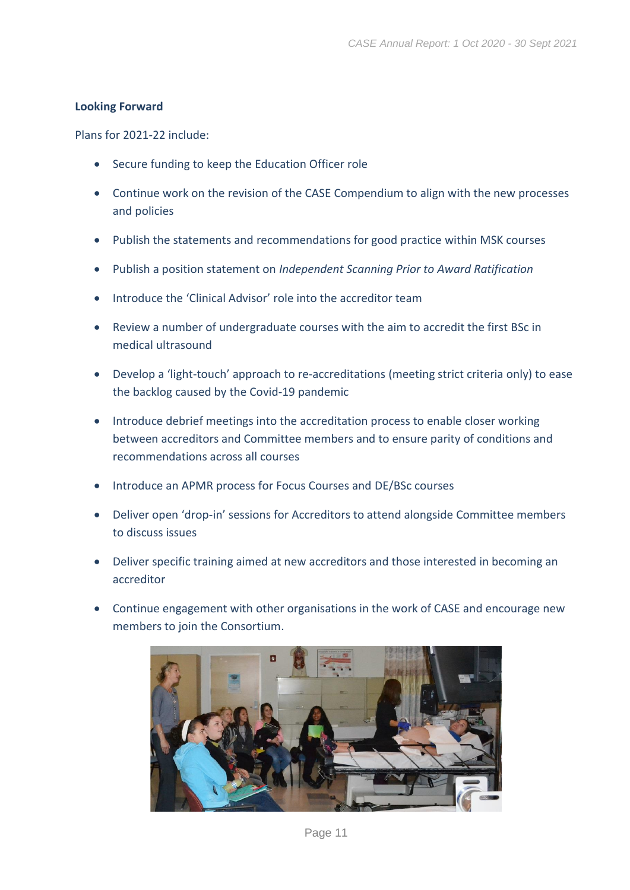**Looking Forward**

Plans for 2021-22 include:

- Secure funding to keep the Education Officer role
- Continue work on the revision of the CASE Compendium to align with the new processes and policies
- Publish the statements and recommendations for good practice within MSK courses
- Publish a position statement on *Independent Scanning Prior to Award Ratification*
- Introduce the 'Clinical Advisor' role into the accreditor team
- Review a number of undergraduate courses with the aim to accredit the first BSc in medical ultrasound
- Develop a 'light-touch' approach to re-accreditations (meeting strict criteria only) to ease the backlog caused by the Covid-19 pandemic
- Introduce debrief meetings into the accreditation process to enable closer working between accreditors and Committee members and to ensure parity of conditions and recommendations across all courses
- Introduce an APMR process for Focus Courses and DE/BSc courses
- Deliver open 'drop-in' sessions for Accreditors to attend alongside Committee members to discuss issues
- Deliver specific training aimed at new accreditors and those interested in becoming an accreditor
- Continue engagement with other organisations in the work of CASE and encourage new members to join the Consortium.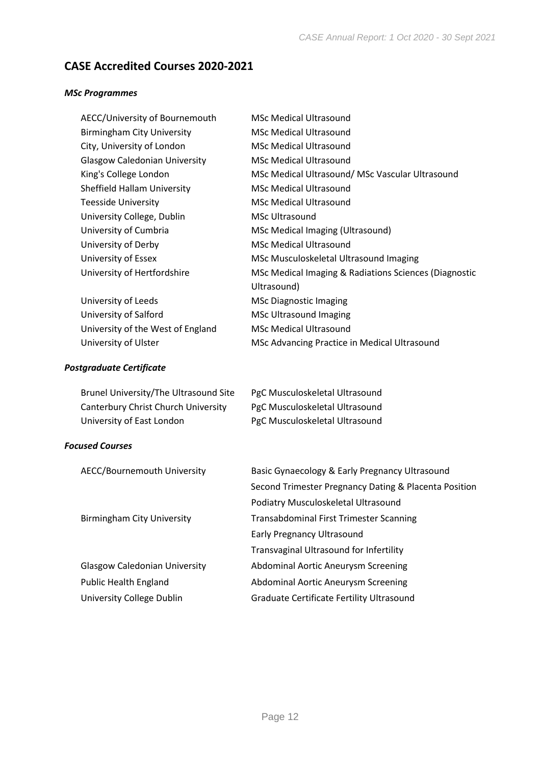## CASE Accredited Courses 2020-2021

### *MSc Programmes*

| | |
|---|---|
| AECC/University of Bournemouth | MSc Medical Ultrasound |
| Birmingham City University | MSc Medical Ultrasound |
| City, University of London | MSc Medical Ultrasound |
| Glasgow Caledonian University | MSc Medical Ultrasound |
| King's College London | MSc Medical Ultrasound/ MSc Vascular Ultrasound |
| Sheffield Hallam University | MSc Medical Ultrasound |
| Teesside University | MSc Medical Ultrasound |
| University College, Dublin | MSc Ultrasound |
| University of Cumbria | MSc Medical Imaging (Ultrasound) |
| University of Derby | MSc Medical Ultrasound |
| University of Essex | MSc Musculoskeletal Ultrasound Imaging |
| University of Hertfordshire | MSc Medical Imaging & Radiations Sciences (Diagnostic Ultrasound) |
| University of Leeds | MSc Diagnostic Imaging |
| University of Salford | MSc Ultrasound Imaging |
| University of the West of England | MSc Medical Ultrasound |
| University of Ulster | MSc Advancing Practice in Medical Ultrasound |

### *Postgraduate Certificate*

| | |
|---|---|
| Brunel University/The Ultrasound Site | PgC Musculoskeletal Ultrasound |
| Canterbury Christ Church University | PgC Musculoskeletal Ultrasound |
| University of East London | PgC Musculoskeletal Ultrasound |

### *Focused Courses*

| | |
|---|---|
| AECC/Bournemouth University | Basic Gynaecology & Early Pregnancy Ultrasound |
| | Second Trimester Pregnancy Dating & Placenta Position |
| | Podiatry Musculoskeletal Ultrasound |
| Birmingham City University | Transabdominal First Trimester Scanning |
| | Early Pregnancy Ultrasound |
| | Transvaginal Ultrasound for Infertility |
| Glasgow Caledonian University | Abdominal Aortic Aneurysm Screening |
| Public Health England | Abdominal Aortic Aneurysm Screening |
| University College Dublin | Graduate Certificate Fertility Ultrasound |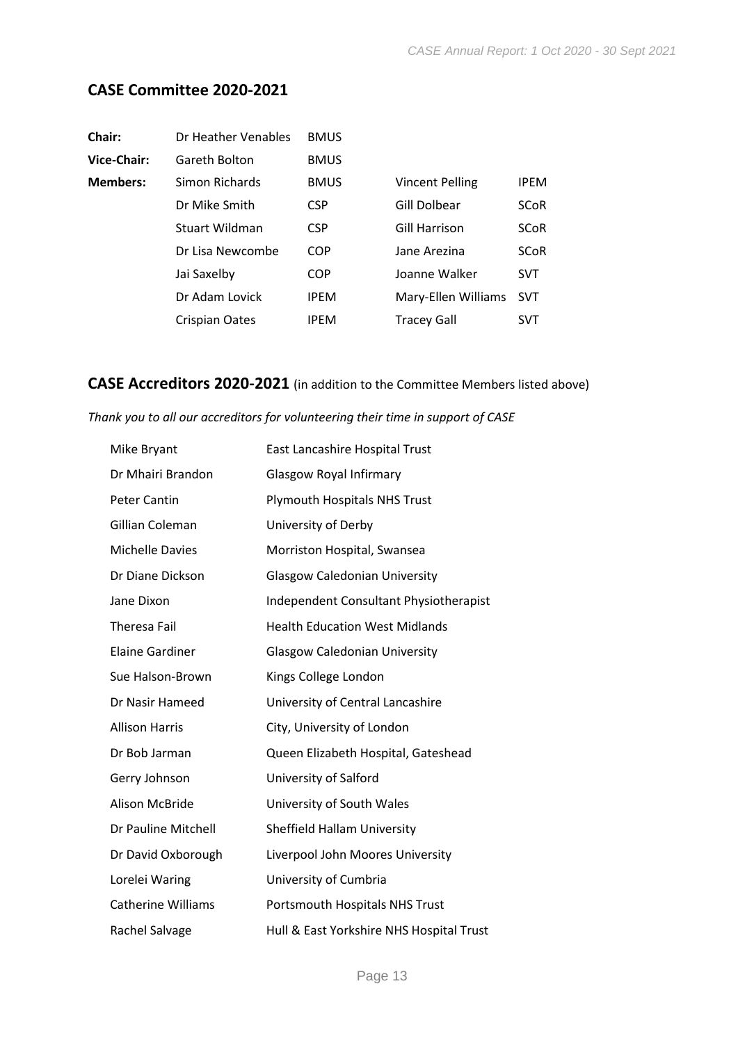## CASE Committee 2020-2021

| | | | | |
|---|---|---|---|---|
| **Chair:** | Dr Heather Venables | BMUS | | |
| **Vice-Chair:** | Gareth Bolton | BMUS | | |
| **Members:** | Simon Richards | BMUS | Vincent Pelling | IPEM |
| | Dr Mike Smith | CSP | Gill Dolbear | SCoR |
| | Stuart Wildman | CSP | Gill Harrison | SCoR |
| | Dr Lisa Newcombe | COP | Jane Arezina | SCoR |
| | Jai Saxelby | COP | Joanne Walker | SVT |
| | Dr Adam Lovick | IPEM | Mary-Ellen Williams | SVT |
| | Crispian Oates | IPEM | Tracey Gall | SVT |

## CASE Accreditors 2020-2021 (in addition to the Committee Members listed above)

*Thank you to all our accreditors for volunteering their time in support of CASE*

| | |
|---|---|
| Mike Bryant | East Lancashire Hospital Trust |
| Dr Mhairi Brandon | Glasgow Royal Infirmary |
| Peter Cantin | Plymouth Hospitals NHS Trust |
| Gillian Coleman | University of Derby |
| Michelle Davies | Morriston Hospital, Swansea |
| Dr Diane Dickson | Glasgow Caledonian University |
| Jane Dixon | Independent Consultant Physiotherapist |
| Theresa Fail | Health Education West Midlands |
| Elaine Gardiner | Glasgow Caledonian University |
| Sue Halson-Brown | Kings College London |
| Dr Nasir Hameed | University of Central Lancashire |
| Allison Harris | City, University of London |
| Dr Bob Jarman | Queen Elizabeth Hospital, Gateshead |
| Gerry Johnson | University of Salford |
| Alison McBride | University of South Wales |
| Dr Pauline Mitchell | Sheffield Hallam University |
| Dr David Oxborough | Liverpool John Moores University |
| Lorelei Waring | University of Cumbria |
| Catherine Williams | Portsmouth Hospitals NHS Trust |
| Rachel Salvage | Hull & East Yorkshire NHS Hospital Trust |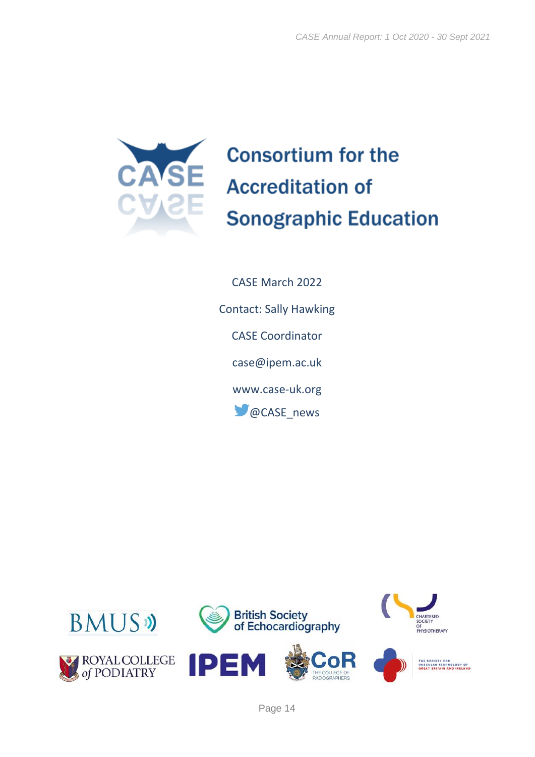# Consortium for the Accreditation of Sonographic Education

CASE March 2022

Contact: Sally Hawking

CASE Coordinator

case@ipem.ac.uk

www.case-uk.org

@CASE_news